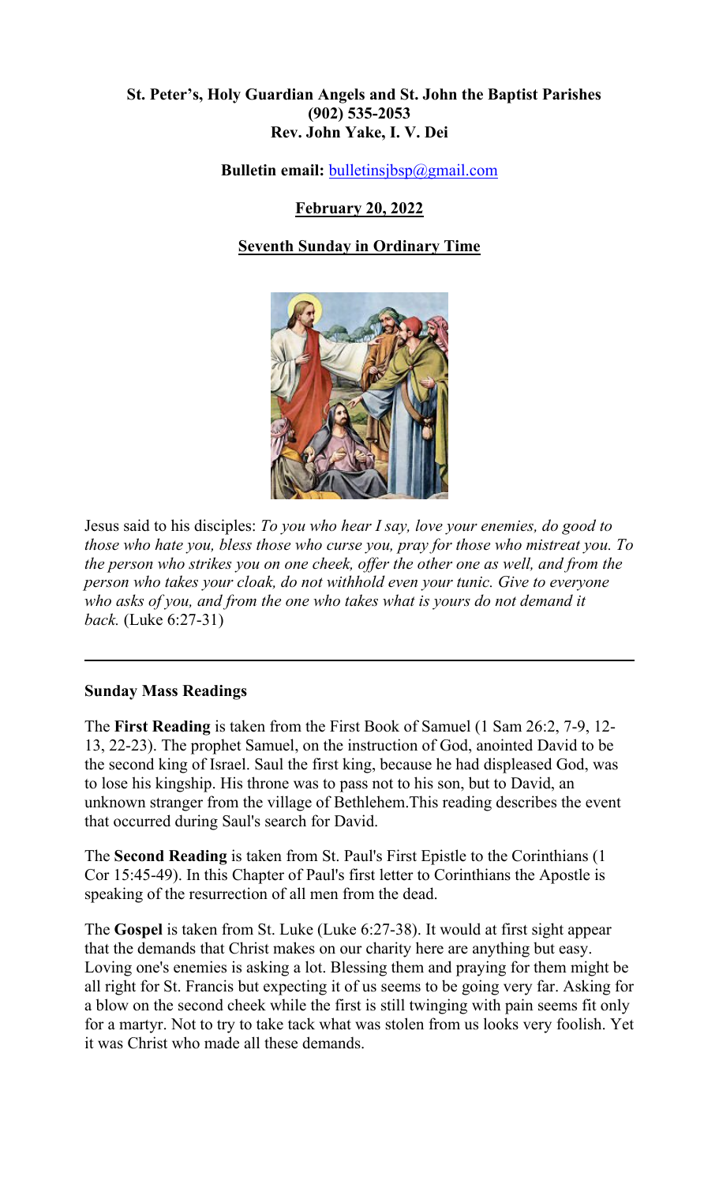**St. Peter's, Holy Guardian Angels and St. John the Baptist Parishes**
**(902) 535-2053**
**Rev. John Yake, I. V. Dei**

**Bulletin email:** bulletinsjbsp@gmail.com

**February 20, 2022**

**Seventh Sunday in Ordinary Time**

Jesus said to his disciples: *To you who hear I say, love your enemies, do good to those who hate you, bless those who curse you, pray for those who mistreat you. To the person who strikes you on one cheek, offer the other one as well, and from the person who takes your cloak, do not withhold even your tunic. Give to everyone who asks of you, and from the one who takes what is yours do not demand it back.* (Luke 6:27-31)

---

**Sunday Mass Readings**

The **First Reading** is taken from the First Book of Samuel (1 Sam 26:2, 7-9, 12-13, 22-23). The prophet Samuel, on the instruction of God, anointed David to be the second king of Israel. Saul the first king, because he had displeased God, was to lose his kingship. His throne was to pass not to his son, but to David, an unknown stranger from the village of Bethlehem.This reading describes the event that occurred during Saul's search for David.

The **Second Reading** is taken from St. Paul's First Epistle to the Corinthians (1 Cor 15:45-49). In this Chapter of Paul's first letter to Corinthians the Apostle is speaking of the resurrection of all men from the dead.

The **Gospel** is taken from St. Luke (Luke 6:27-38). It would at first sight appear that the demands that Christ makes on our charity here are anything but easy. Loving one's enemies is asking a lot. Blessing them and praying for them might be all right for St. Francis but expecting it of us seems to be going very far. Asking for a blow on the second cheek while the first is still twinging with pain seems fit only for a martyr. Not to try to take tack what was stolen from us looks very foolish. Yet it was Christ who made all these demands.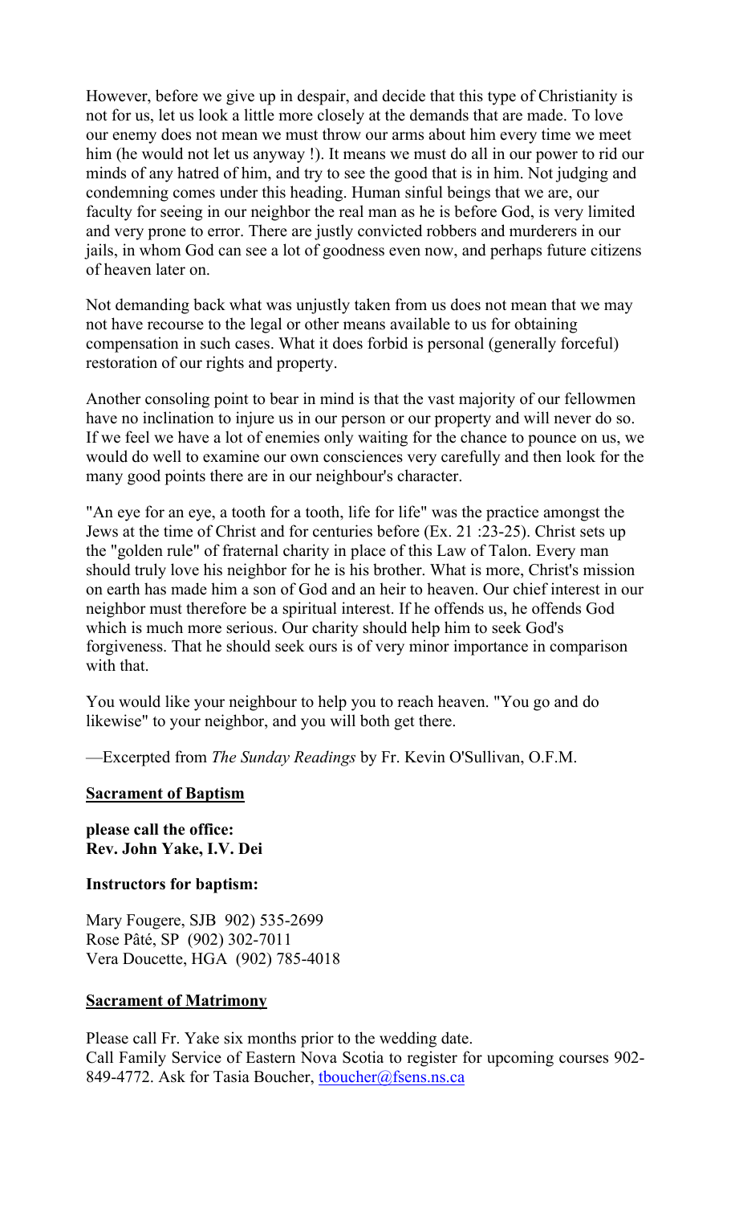However, before we give up in despair, and decide that this type of Christianity is not for us, let us look a little more closely at the demands that are made. To love our enemy does not mean we must throw our arms about him every time we meet him (he would not let us anyway !). It means we must do all in our power to rid our minds of any hatred of him, and try to see the good that is in him. Not judging and condemning comes under this heading. Human sinful beings that we are, our faculty for seeing in our neighbor the real man as he is before God, is very limited and very prone to error. There are justly convicted robbers and murderers in our jails, in whom God can see a lot of goodness even now, and perhaps future citizens of heaven later on.

Not demanding back what was unjustly taken from us does not mean that we may not have recourse to the legal or other means available to us for obtaining compensation in such cases. What it does forbid is personal (generally forceful) restoration of our rights and property.

Another consoling point to bear in mind is that the vast majority of our fellowmen have no inclination to injure us in our person or our property and will never do so. If we feel we have a lot of enemies only waiting for the chance to pounce on us, we would do well to examine our own consciences very carefully and then look for the many good points there are in our neighbour's character.

"An eye for an eye, a tooth for a tooth, life for life" was the practice amongst the Jews at the time of Christ and for centuries before (Ex. 21 :23-25). Christ sets up the "golden rule" of fraternal charity in place of this Law of Talon. Every man should truly love his neighbor for he is his brother. What is more, Christ's mission on earth has made him a son of God and an heir to heaven. Our chief interest in our neighbor must therefore be a spiritual interest. If he offends us, he offends God which is much more serious. Our charity should help him to seek God's forgiveness. That he should seek ours is of very minor importance in comparison with that.

You would like your neighbour to help you to reach heaven. "You go and do likewise" to your neighbor, and you will both get there.

—Excerpted from *The Sunday Readings* by Fr. Kevin O'Sullivan, O.F.M.

**Sacrament of Baptism**

**please call the office:**
**Rev. John Yake, I.V. Dei**

**Instructors for baptism:**

Mary Fougere, SJB 902) 535-2699
Rose Pâté, SP (902) 302-7011
Vera Doucette, HGA (902) 785-4018

**Sacrament of Matrimony**

Please call Fr. Yake six months prior to the wedding date.
Call Family Service of Eastern Nova Scotia to register for upcoming courses 902-849-4772. Ask for Tasia Boucher, tboucher@fsens.ns.ca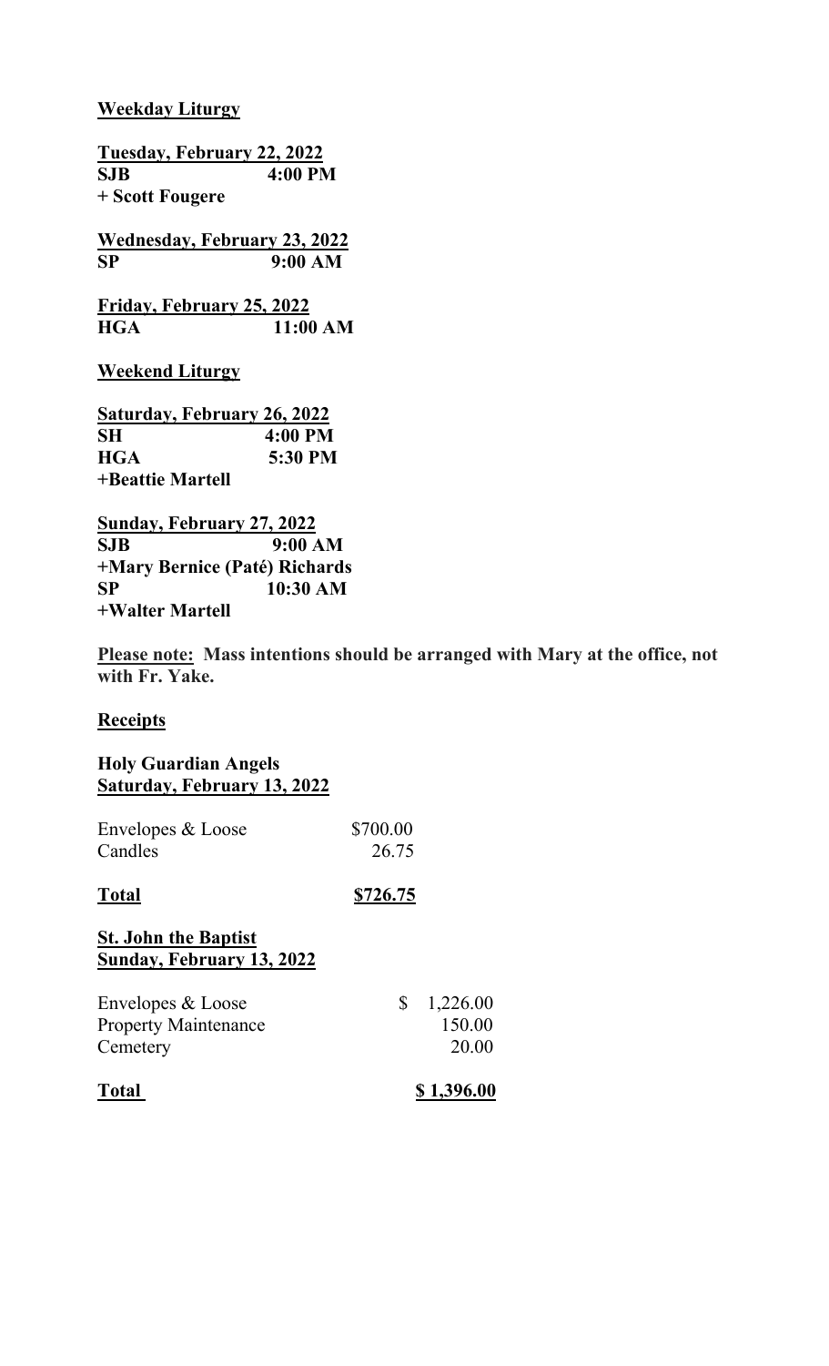## Weekday Liturgy

**Tuesday, February 22, 2022**
**SJB 4:00 PM**
**+ Scott Fougere**

**Wednesday, February 23, 2022**
**SP 9:00 AM**

**Friday, February 25, 2022**
**HGA 11:00 AM**

## Weekend Liturgy

**Saturday, February 26, 2022**
**SH 4:00 PM**
**HGA 5:30 PM**
**+Beattie Martell**

**Sunday, February 27, 2022**
**SJB 9:00 AM**
**+Mary Bernice (Paté) Richards**
**SP 10:30 AM**
**+Walter Martell**

**Please note: Mass intentions should be arranged with Mary at the office, not with Fr. Yake.**

## Receipts

**Holy Guardian Angels**
**Saturday, February 13, 2022**

| | |
|---|---|
| Envelopes & Loose | $700.00 |
| Candles | 26.75 |
| **Total** | **$726.75** |

**St. John the Baptist**
**Sunday, February 13, 2022**

| | |
|---|---|
| Envelopes & Loose | $ 1,226.00 |
| Property Maintenance | 150.00 |
| Cemetery | 20.00 |
| **Total** | **$ 1,396.00** |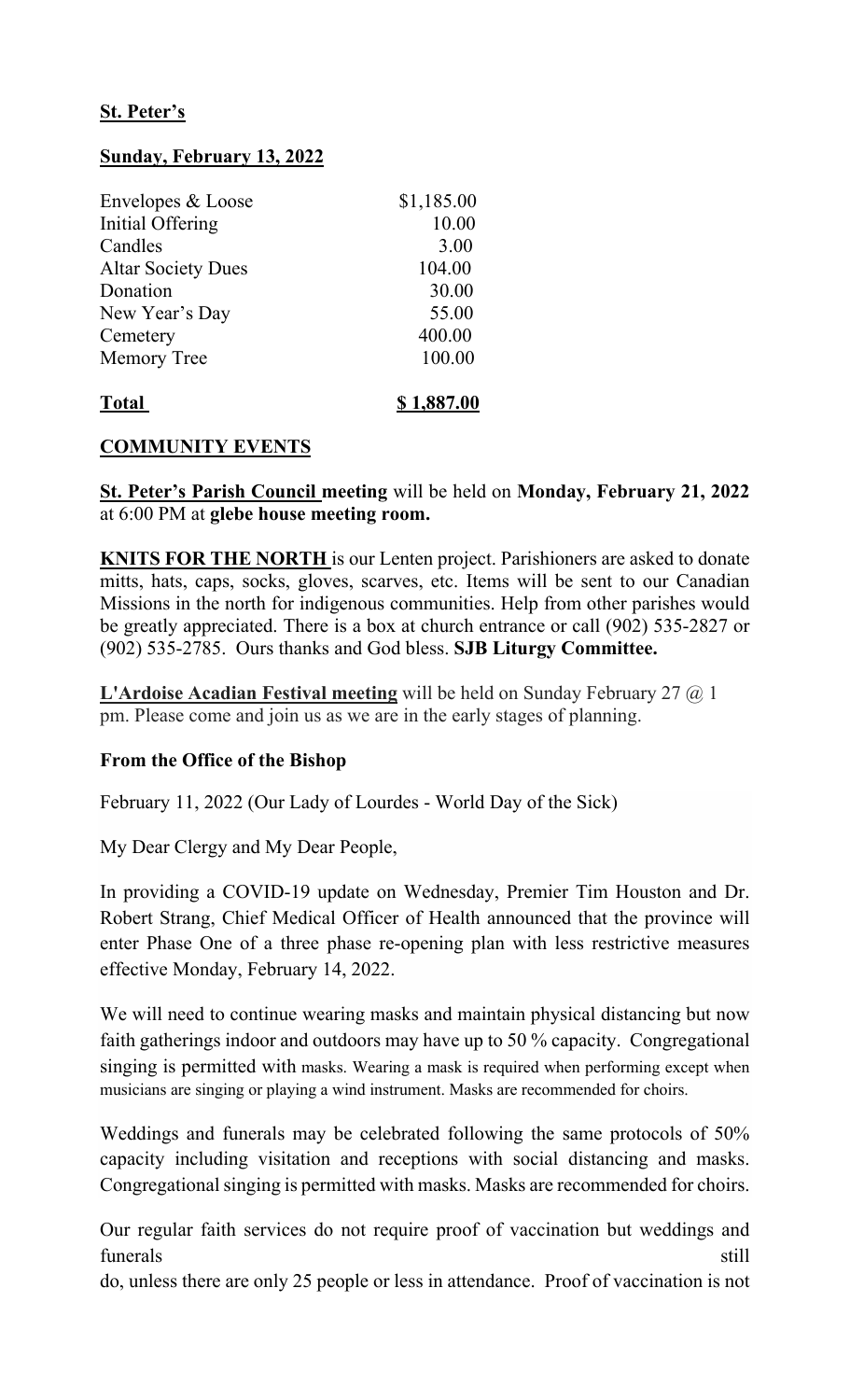**St. Peter's**

**Sunday, February 13, 2022**

| | |
|---|---|
| Envelopes & Loose | $1,185.00 |
| Initial Offering | 10.00 |
| Candles | 3.00 |
| Altar Society Dues | 104.00 |
| Donation | 30.00 |
| New Year's Day | 55.00 |
| Cemetery | 400.00 |
| Memory Tree | 100.00 |
| **Total** | **$ 1,887.00** |

**COMMUNITY EVENTS**

**St. Peter's Parish Council meeting** will be held on **Monday, February 21, 2022** at 6:00 PM at **glebe house meeting room.**

**KNITS FOR THE NORTH** is our Lenten project. Parishioners are asked to donate mitts, hats, caps, socks, gloves, scarves, etc. Items will be sent to our Canadian Missions in the north for indigenous communities. Help from other parishes would be greatly appreciated. There is a box at church entrance or call (902) 535-2827 or (902) 535-2785. Ours thanks and God bless. **SJB Liturgy Committee.**

**L'Ardoise Acadian Festival meeting** will be held on Sunday February 27 @ 1 pm. Please come and join us as we are in the early stages of planning.

**From the Office of the Bishop**

February 11, 2022 (Our Lady of Lourdes - World Day of the Sick)

My Dear Clergy and My Dear People,

In providing a COVID-19 update on Wednesday, Premier Tim Houston and Dr. Robert Strang, Chief Medical Officer of Health announced that the province will enter Phase One of a three phase re-opening plan with less restrictive measures effective Monday, February 14, 2022.

We will need to continue wearing masks and maintain physical distancing but now faith gatherings indoor and outdoors may have up to 50 % capacity. Congregational singing is permitted with masks. Wearing a mask is required when performing except when musicians are singing or playing a wind instrument. Masks are recommended for choirs.

Weddings and funerals may be celebrated following the same protocols of 50% capacity including visitation and receptions with social distancing and masks. Congregational singing is permitted with masks. Masks are recommended for choirs.

Our regular faith services do not require proof of vaccination but weddings and funerals still do, unless there are only 25 people or less in attendance. Proof of vaccination is not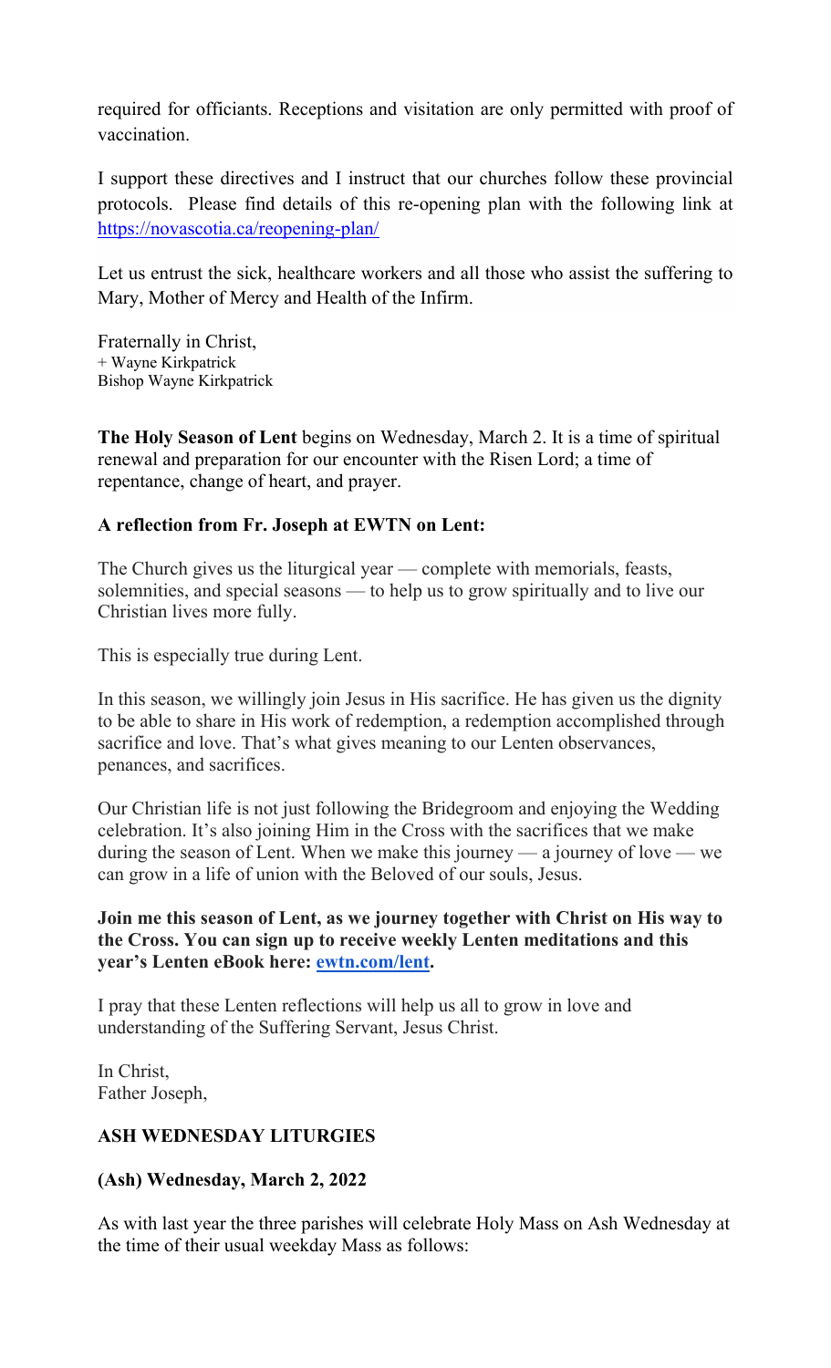required for officiants. Receptions and visitation are only permitted with proof of vaccination.

I support these directives and I instruct that our churches follow these provincial protocols. Please find details of this re-opening plan with the following link at https://novascotia.ca/reopening-plan/

Let us entrust the sick, healthcare workers and all those who assist the suffering to Mary, Mother of Mercy and Health of the Infirm.

Fraternally in Christ,
+ Wayne Kirkpatrick
Bishop Wayne Kirkpatrick

**The Holy Season of Lent** begins on Wednesday, March 2. It is a time of spiritual renewal and preparation for our encounter with the Risen Lord; a time of repentance, change of heart, and prayer.

**A reflection from Fr. Joseph at EWTN on Lent:**

The Church gives us the liturgical year — complete with memorials, feasts, solemnities, and special seasons — to help us to grow spiritually and to live our Christian lives more fully.

This is especially true during Lent.

In this season, we willingly join Jesus in His sacrifice. He has given us the dignity to be able to share in His work of redemption, a redemption accomplished through sacrifice and love. That's what gives meaning to our Lenten observances, penances, and sacrifices.

Our Christian life is not just following the Bridegroom and enjoying the Wedding celebration. It's also joining Him in the Cross with the sacrifices that we make during the season of Lent. When we make this journey — a journey of love — we can grow in a life of union with the Beloved of our souls, Jesus.

**Join me this season of Lent, as we journey together with Christ on His way to the Cross. You can sign up to receive weekly Lenten meditations and this year's Lenten eBook here: ewtn.com/lent.**

I pray that these Lenten reflections will help us all to grow in love and understanding of the Suffering Servant, Jesus Christ.

In Christ,
Father Joseph,

**ASH WEDNESDAY LITURGIES**

**(Ash) Wednesday, March 2, 2022**

As with last year the three parishes will celebrate Holy Mass on Ash Wednesday at the time of their usual weekday Mass as follows: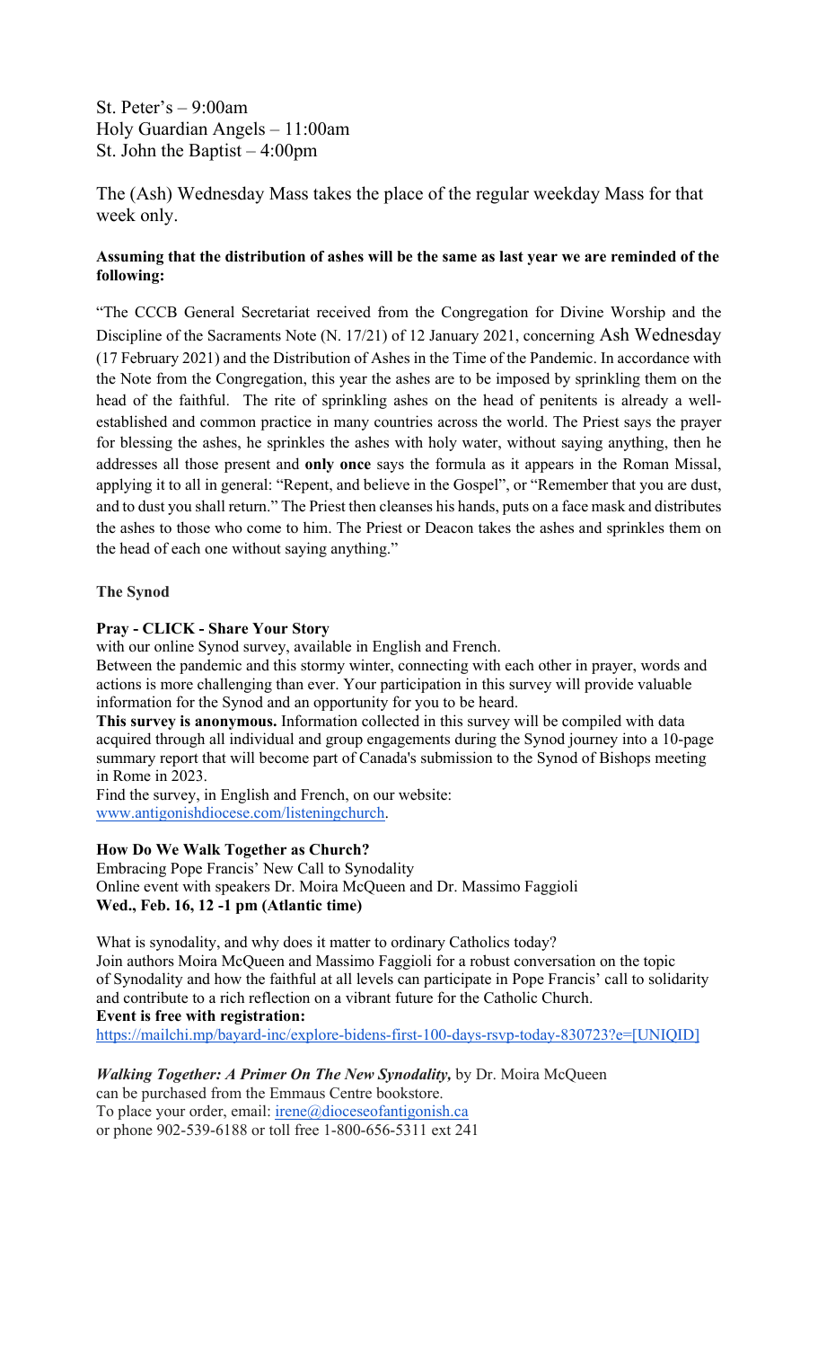St. Peter's – 9:00am
Holy Guardian Angels – 11:00am
St. John the Baptist – 4:00pm

The (Ash) Wednesday Mass takes the place of the regular weekday Mass for that week only.

**Assuming that the distribution of ashes will be the same as last year we are reminded of the following:**

"The CCCB General Secretariat received from the Congregation for Divine Worship and the Discipline of the Sacraments Note (N. 17/21) of 12 January 2021, concerning Ash Wednesday (17 February 2021) and the Distribution of Ashes in the Time of the Pandemic. In accordance with the Note from the Congregation, this year the ashes are to be imposed by sprinkling them on the head of the faithful. The rite of sprinkling ashes on the head of penitents is already a well-established and common practice in many countries across the world. The Priest says the prayer for blessing the ashes, he sprinkles the ashes with holy water, without saying anything, then he addresses all those present and **only once** says the formula as it appears in the Roman Missal, applying it to all in general: "Repent, and believe in the Gospel", or "Remember that you are dust, and to dust you shall return." The Priest then cleanses his hands, puts on a face mask and distributes the ashes to those who come to him. The Priest or Deacon takes the ashes and sprinkles them on the head of each one without saying anything."

**The Synod**

**Pray - CLICK - Share Your Story**
with our online Synod survey, available in English and French.
Between the pandemic and this stormy winter, connecting with each other in prayer, words and actions is more challenging than ever. Your participation in this survey will provide valuable information for the Synod and an opportunity for you to be heard.
**This survey is anonymous.** Information collected in this survey will be compiled with data acquired through all individual and group engagements during the Synod journey into a 10-page summary report that will become part of Canada's submission to the Synod of Bishops meeting in Rome in 2023.
Find the survey, in English and French, on our website: www.antigonishdiocese.com/listeningchurch.

**How Do We Walk Together as Church?**
Embracing Pope Francis' New Call to Synodality
Online event with speakers Dr. Moira McQueen and Dr. Massimo Faggioli
**Wed., Feb. 16, 12 -1 pm (Atlantic time)**

What is synodality, and why does it matter to ordinary Catholics today?
Join authors Moira McQueen and Massimo Faggioli for a robust conversation on the topic of Synodality and how the faithful at all levels can participate in Pope Francis' call to solidarity and contribute to a rich reflection on a vibrant future for the Catholic Church.
**Event is free with registration:**
https://mailchi.mp/bayard-inc/explore-bidens-first-100-days-rsvp-today-830723?e=[UNIQID]

***Walking Together: A Primer On The New Synodality,*** by Dr. Moira McQueen
can be purchased from the Emmaus Centre bookstore.
To place your order, email: irene@dioceseofantigonish.ca
or phone 902-539-6188 or toll free 1-800-656-5311 ext 241